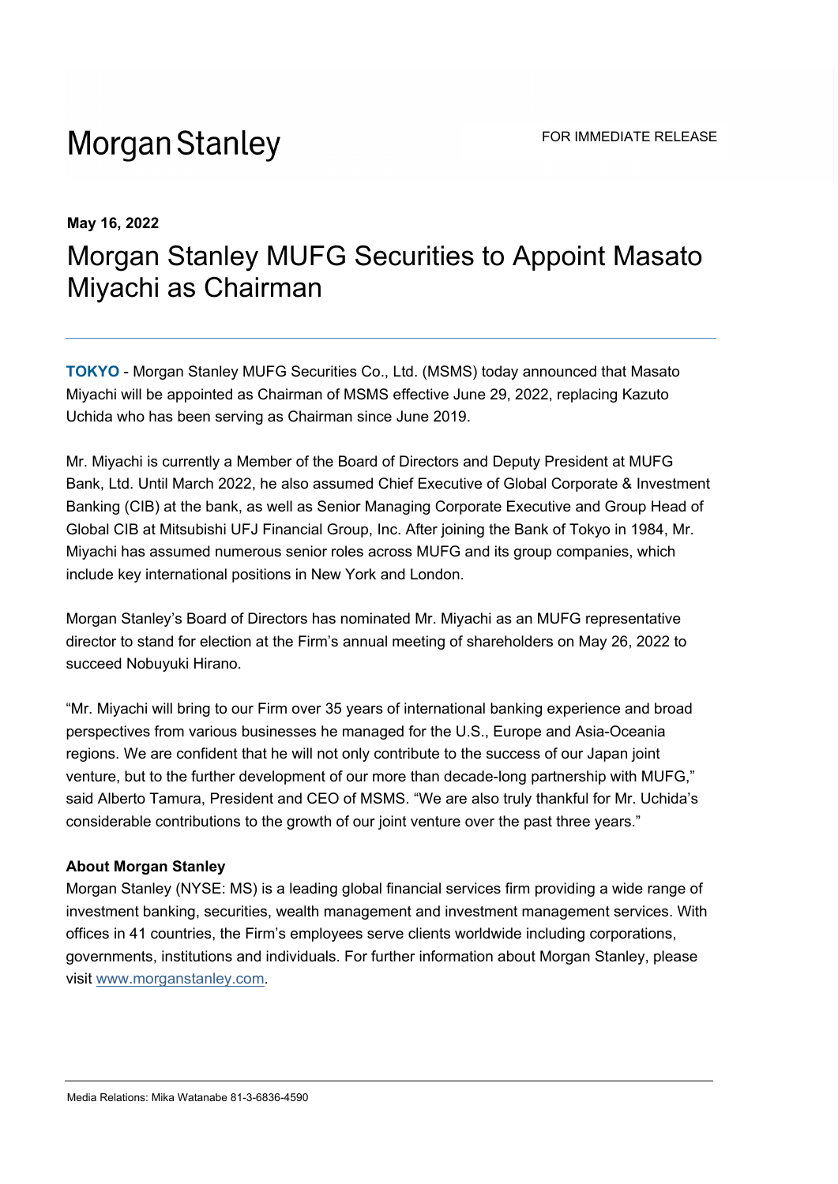Morgan Stanley

FOR IMMEDIATE RELEASE

**May 16, 2022**

# Morgan Stanley MUFG Securities to Appoint Masato Miyachi as Chairman

**TOKYO** - Morgan Stanley MUFG Securities Co., Ltd. (MSMS) today announced that Masato Miyachi will be appointed as Chairman of MSMS effective June 29, 2022, replacing Kazuto Uchida who has been serving as Chairman since June 2019.

Mr. Miyachi is currently a Member of the Board of Directors and Deputy President at MUFG Bank, Ltd. Until March 2022, he also assumed Chief Executive of Global Corporate & Investment Banking (CIB) at the bank, as well as Senior Managing Corporate Executive and Group Head of Global CIB at Mitsubishi UFJ Financial Group, Inc. After joining the Bank of Tokyo in 1984, Mr. Miyachi has assumed numerous senior roles across MUFG and its group companies, which include key international positions in New York and London.

Morgan Stanley's Board of Directors has nominated Mr. Miyachi as an MUFG representative director to stand for election at the Firm's annual meeting of shareholders on May 26, 2022 to succeed Nobuyuki Hirano.

"Mr. Miyachi will bring to our Firm over 35 years of international banking experience and broad perspectives from various businesses he managed for the U.S., Europe and Asia-Oceania regions. We are confident that he will not only contribute to the success of our Japan joint venture, but to the further development of our more than decade-long partnership with MUFG," said Alberto Tamura, President and CEO of MSMS. "We are also truly thankful for Mr. Uchida's considerable contributions to the growth of our joint venture over the past three years."

**About Morgan Stanley**

Morgan Stanley (NYSE: MS) is a leading global financial services firm providing a wide range of investment banking, securities, wealth management and investment management services. With offices in 41 countries, the Firm's employees serve clients worldwide including corporations, governments, institutions and individuals. For further information about Morgan Stanley, please visit www.morganstanley.com.

Media Relations: Mika Watanabe 81-3-6836-4590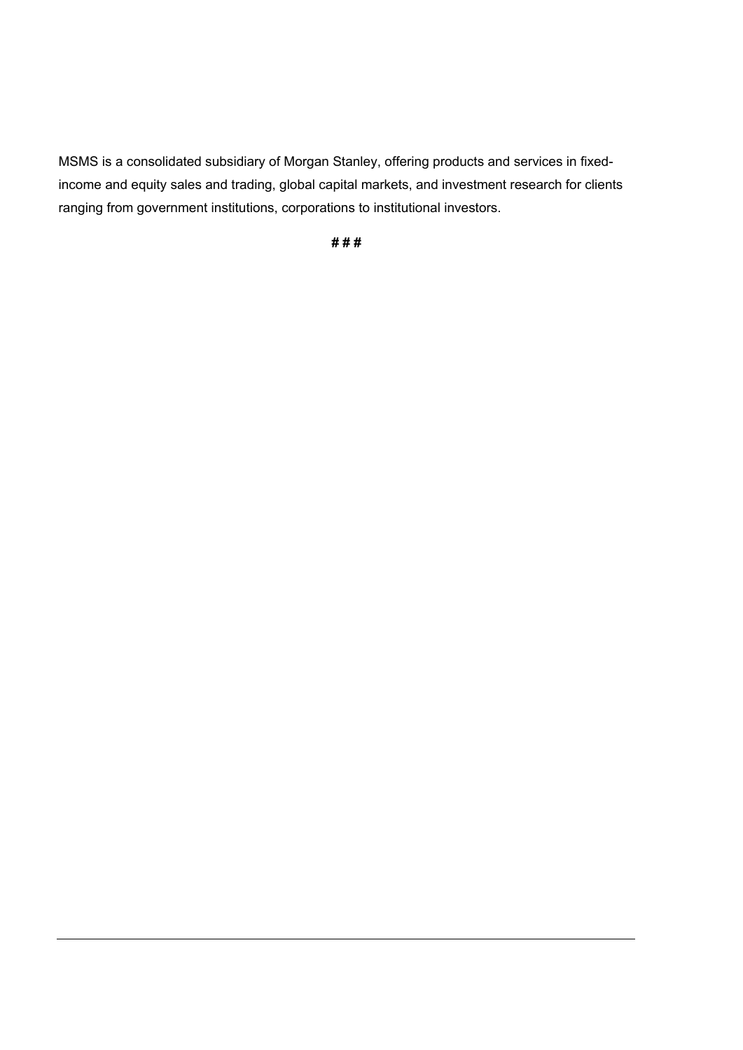MSMS is a consolidated subsidiary of Morgan Stanley, offering products and services in fixed-income and equity sales and trading, global capital markets, and investment research for clients ranging from government institutions, corporations to institutional investors.

# # #